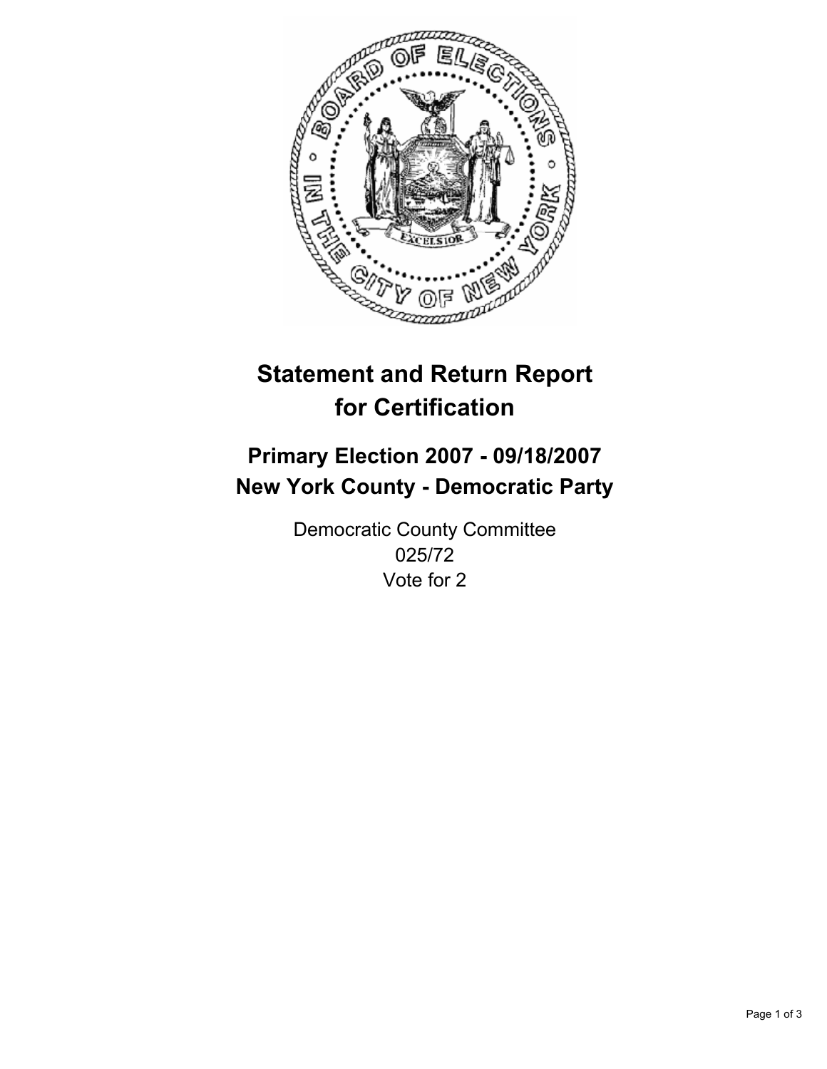# Statement and Return Report for Certification

## Primary Election 2007 - 09/18/2007
## New York County - Democratic Party

Democratic County Committee
025/72
Vote for 2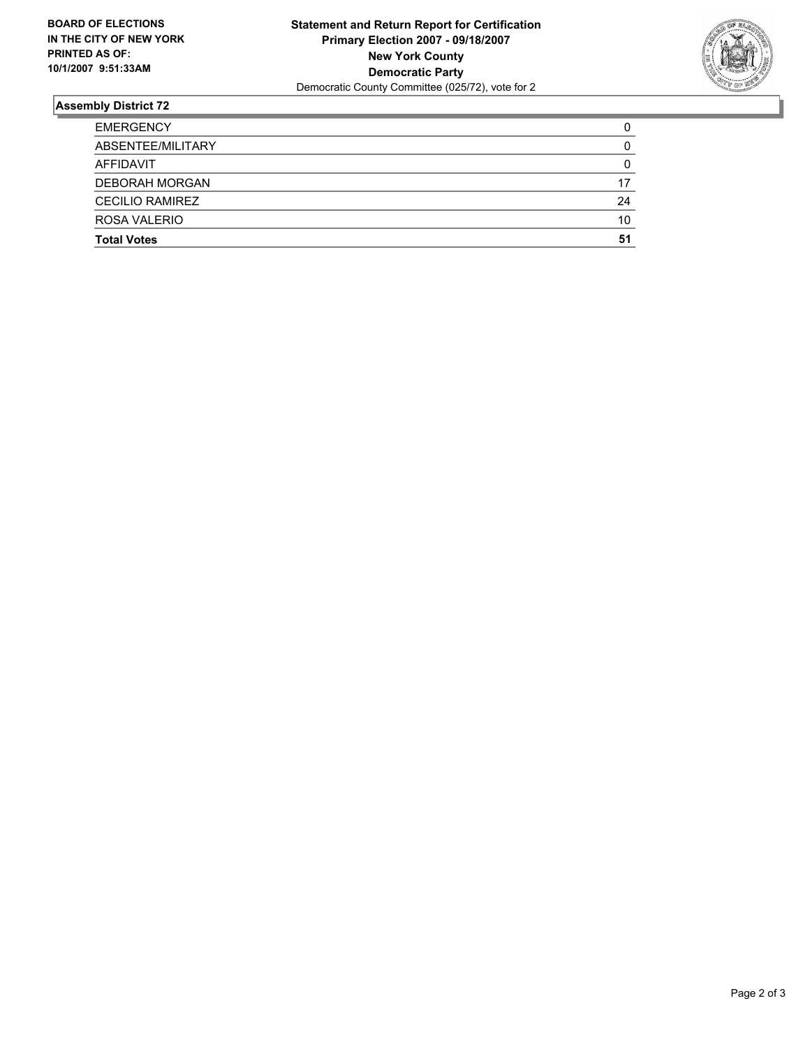**BOARD OF ELECTIONS IN THE CITY OF NEW YORK PRINTED AS OF: 10/1/2007 9:51:33AM**

**Statement and Return Report for Certification**
**Primary Election 2007 - 09/18/2007**
**New York County**
**Democratic Party**
Democratic County Committee (025/72), vote for 2

## Assembly District 72

| | |
|---|---|
| EMERGENCY | 0 |
| ABSENTEE/MILITARY | 0 |
| AFFIDAVIT | 0 |
| DEBORAH MORGAN | 17 |
| CECILIO RAMIREZ | 24 |
| ROSA VALERIO | 10 |
| **Total Votes** | **51** |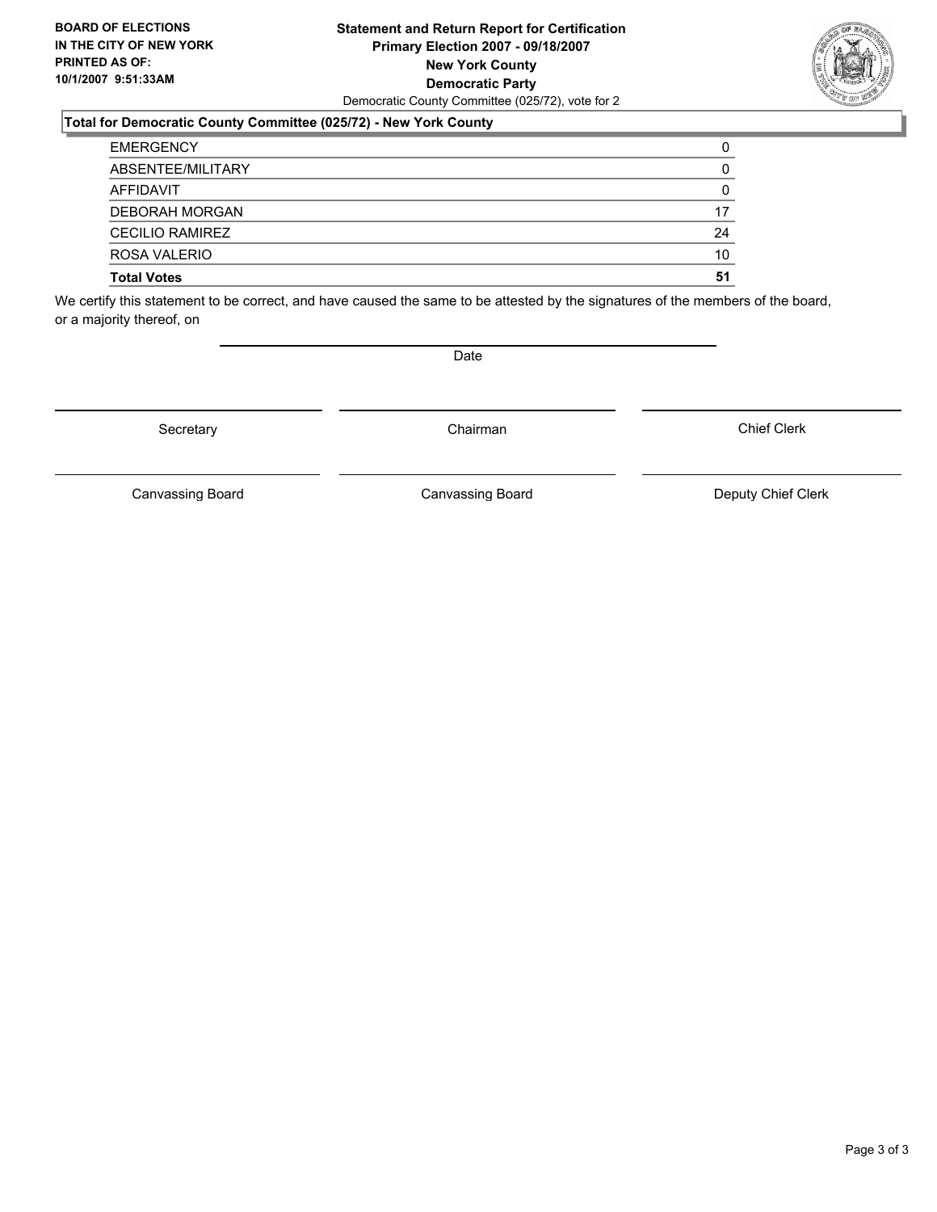**BOARD OF ELECTIONS IN THE CITY OF NEW YORK PRINTED AS OF: 10/1/2007 9:51:33AM**

# Statement and Return Report for Certification
## Primary Election 2007 - 09/18/2007
## New York County
## Democratic Party

Democratic County Committee (025/72), vote for 2

### Total for Democratic County Committee (025/72) - New York County

| | |
|---|---|
| EMERGENCY | 0 |
| ABSENTEE/MILITARY | 0 |
| AFFIDAVIT | 0 |
| DEBORAH MORGAN | 17 |
| CECILIO RAMIREZ | 24 |
| ROSA VALERIO | 10 |
| **Total Votes** | **51** |

We certify this statement to be correct, and have caused the same to be attested by the signatures of the members of the board, or a majority thereof, on

Date

Secretary

Chairman

Chief Clerk

Canvassing Board

Canvassing Board

Deputy Chief Clerk